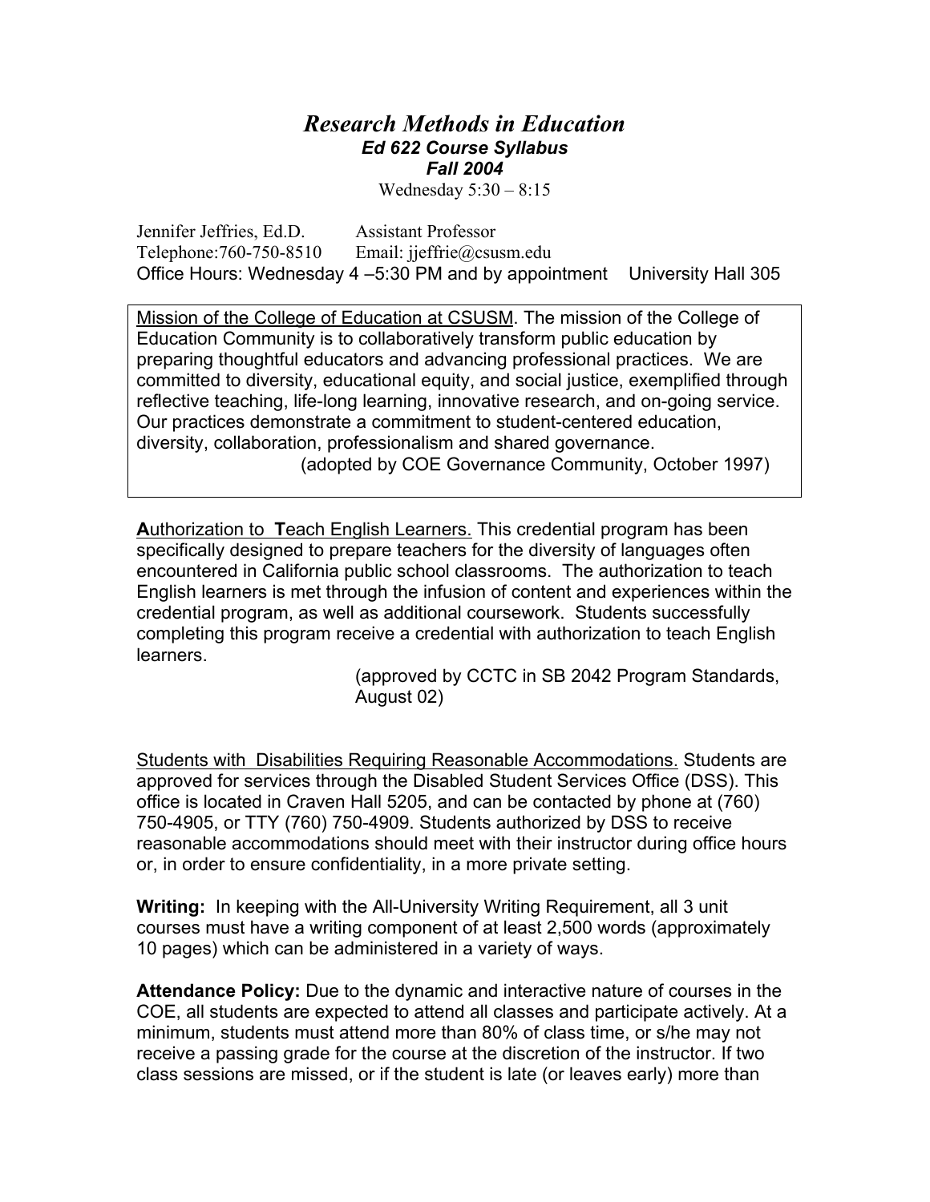# *Research Methods in Education*

### *Ed 622 Course Syllabus*

### *Fall 2004*

Wednesday 5:30 – 8:15

Jennifer Jeffries, Ed.D. Assistant Professor
Telephone:760-750-8510 Email: jjeffrie@csusm.edu
Office Hours: Wednesday 4 –5:30 PM and by appointment University Hall 305

<u>Mission of the College of Education at CSUSM</u>. The mission of the College of Education Community is to collaboratively transform public education by preparing thoughtful educators and advancing professional practices. We are committed to diversity, educational equity, and social justice, exemplified through reflective teaching, life-long learning, innovative research, and on-going service. Our practices demonstrate a commitment to student-centered education, diversity, collaboration, professionalism and shared governance.
(adopted by COE Governance Community, October 1997)

<u>**A**uthorization to **T**each English Learners.</u> This credential program has been specifically designed to prepare teachers for the diversity of languages often encountered in California public school classrooms. The authorization to teach English learners is met through the infusion of content and experiences within the credential program, as well as additional coursework. Students successfully completing this program receive a credential with authorization to teach English learners.
(approved by CCTC in SB 2042 Program Standards, August 02)

<u>Students with Disabilities Requiring Reasonable Accommodations.</u> Students are approved for services through the Disabled Student Services Office (DSS). This office is located in Craven Hall 5205, and can be contacted by phone at (760) 750-4905, or TTY (760) 750-4909. Students authorized by DSS to receive reasonable accommodations should meet with their instructor during office hours or, in order to ensure confidentiality, in a more private setting.

**Writing:** In keeping with the All-University Writing Requirement, all 3 unit courses must have a writing component of at least 2,500 words (approximately 10 pages) which can be administered in a variety of ways.

**Attendance Policy:** Due to the dynamic and interactive nature of courses in the COE, all students are expected to attend all classes and participate actively. At a minimum, students must attend more than 80% of class time, or s/he may not receive a passing grade for the course at the discretion of the instructor. If two class sessions are missed, or if the student is late (or leaves early) more than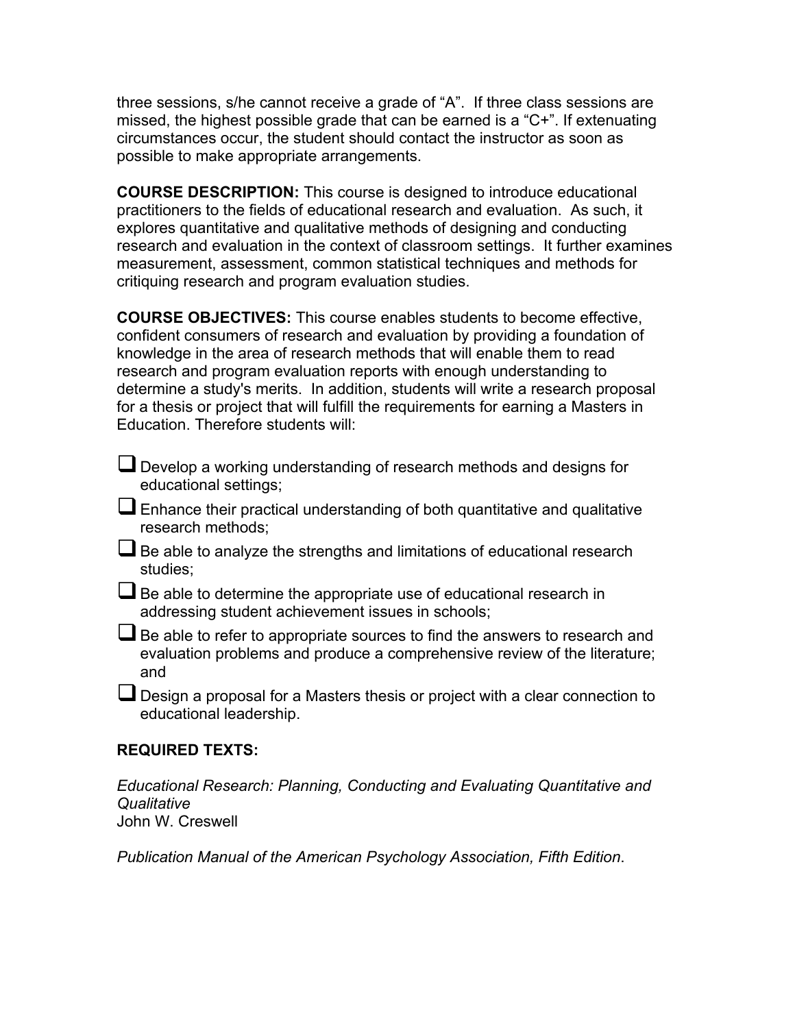three sessions, s/he cannot receive a grade of “A”. If three class sessions are missed, the highest possible grade that can be earned is a “C+”. If extenuating circumstances occur, the student should contact the instructor as soon as possible to make appropriate arrangements.

**COURSE DESCRIPTION:** This course is designed to introduce educational practitioners to the fields of educational research and evaluation. As such, it explores quantitative and qualitative methods of designing and conducting research and evaluation in the context of classroom settings. It further examines measurement, assessment, common statistical techniques and methods for critiquing research and program evaluation studies.

**COURSE OBJECTIVES:** This course enables students to become effective, confident consumers of research and evaluation by providing a foundation of knowledge in the area of research methods that will enable them to read research and program evaluation reports with enough understanding to determine a study's merits. In addition, students will write a research proposal for a thesis or project that will fulfill the requirements for earning a Masters in Education. Therefore students will:

- Develop a working understanding of research methods and designs for educational settings;
- Enhance their practical understanding of both quantitative and qualitative research methods;
- Be able to analyze the strengths and limitations of educational research studies;
- Be able to determine the appropriate use of educational research in addressing student achievement issues in schools;
- Be able to refer to appropriate sources to find the answers to research and evaluation problems and produce a comprehensive review of the literature; and
- Design a proposal for a Masters thesis or project with a clear connection to educational leadership.

**REQUIRED TEXTS:**

*Educational Research: Planning, Conducting and Evaluating Quantitative and Qualitative*
John W. Creswell

*Publication Manual of the American Psychology Association, Fifth Edition*.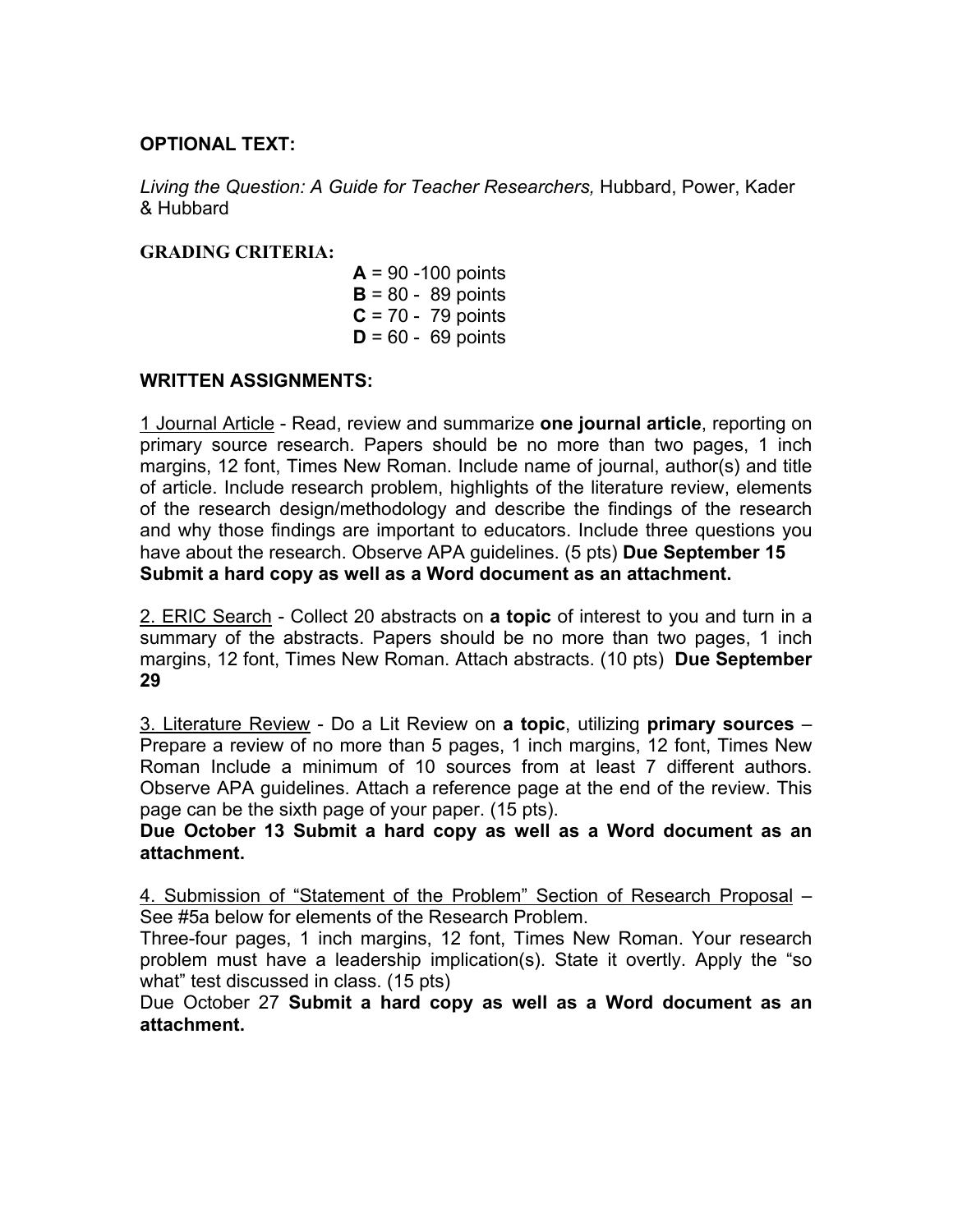**OPTIONAL TEXT:**

*Living the Question: A Guide for Teacher Researchers,* Hubbard, Power, Kader & Hubbard

**GRADING CRITERIA:**

**A** = 90 -100 points
**B** = 80 - 89 points
**C** = 70 - 79 points
**D** = 60 - 69 points

**WRITTEN ASSIGNMENTS:**

<u>1 Journal Article</u> - Read, review and summarize **one journal article**, reporting on primary source research. Papers should be no more than two pages, 1 inch margins, 12 font, Times New Roman. Include name of journal, author(s) and title of article. Include research problem, highlights of the literature review, elements of the research design/methodology and describe the findings of the research and why those findings are important to educators. Include three questions you have about the research. Observe APA guidelines. (5 pts) **Due September 15 Submit a hard copy as well as a Word document as an attachment.**

<u>2. ERIC Search</u> - Collect 20 abstracts on **a topic** of interest to you and turn in a summary of the abstracts. Papers should be no more than two pages, 1 inch margins, 12 font, Times New Roman. Attach abstracts. (10 pts) **Due September 29**

<u>3. Literature Review</u> - Do a Lit Review on **a topic**, utilizing **primary sources** – Prepare a review of no more than 5 pages, 1 inch margins, 12 font, Times New Roman Include a minimum of 10 sources from at least 7 different authors. Observe APA guidelines. Attach a reference page at the end of the review. This page can be the sixth page of your paper. (15 pts).

**Due October 13 Submit a hard copy as well as a Word document as an attachment.**

<u>4. Submission of "Statement of the Problem" Section of Research Proposal</u> – See #5a below for elements of the Research Problem.

Three-four pages, 1 inch margins, 12 font, Times New Roman. Your research problem must have a leadership implication(s). State it overtly. Apply the "so what" test discussed in class. (15 pts)

Due October 27 **Submit a hard copy as well as a Word document as an attachment.**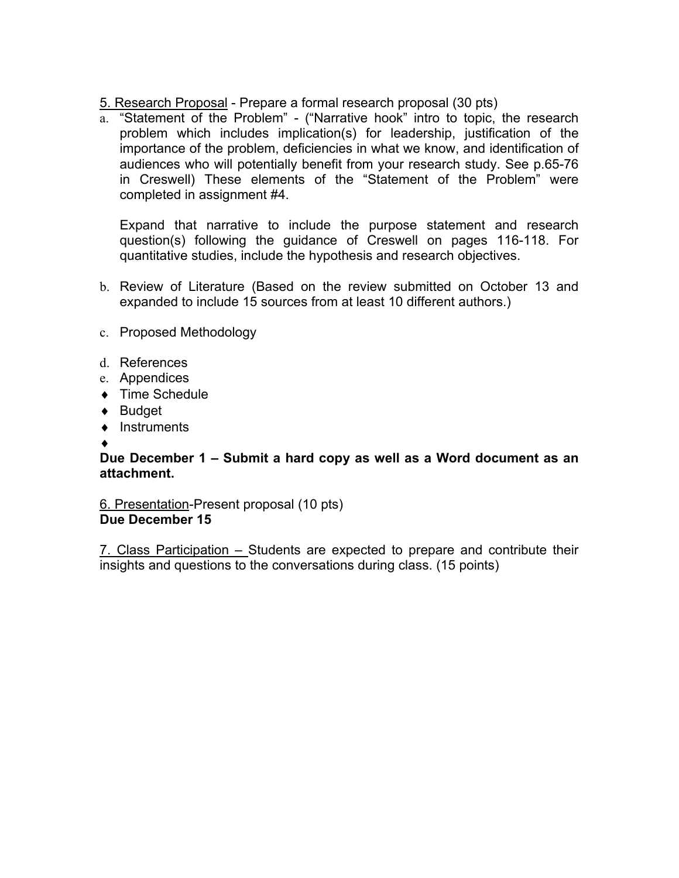5. Research Proposal - Prepare a formal research proposal (30 pts)

a. "Statement of the Problem" - ("Narrative hook" intro to topic, the research problem which includes implication(s) for leadership, justification of the importance of the problem, deficiencies in what we know, and identification of audiences who will potentially benefit from your research study. See p.65-76 in Creswell) These elements of the "Statement of the Problem" were completed in assignment #4.

   Expand that narrative to include the purpose statement and research question(s) following the guidance of Creswell on pages 116-118. For quantitative studies, include the hypothesis and research objectives.

b. Review of Literature (Based on the review submitted on October 13 and expanded to include 15 sources from at least 10 different authors.)

c. Proposed Methodology

d. References

e. Appendices

- Time Schedule
- Budget
- Instruments
- 

**Due December 1 – Submit a hard copy as well as a Word document as an attachment.**

6. Presentation-Present proposal (10 pts)

**Due December 15**

7. Class Participation – Students are expected to prepare and contribute their insights and questions to the conversations during class. (15 points)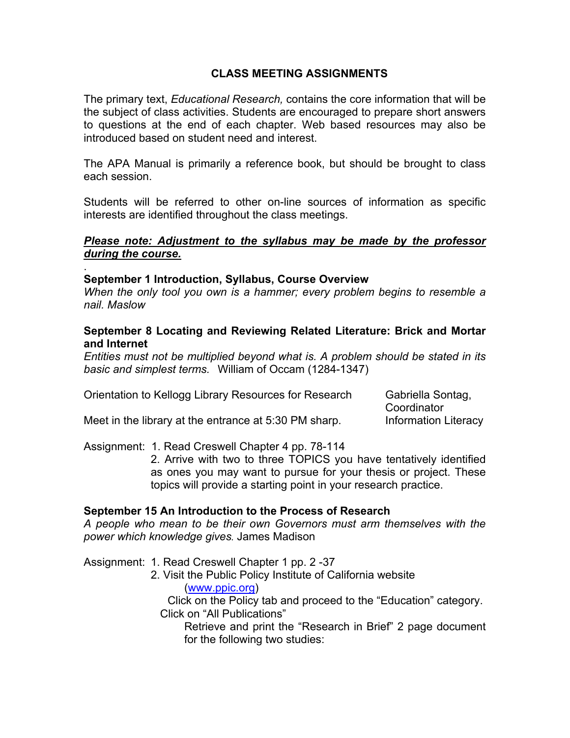## CLASS MEETING ASSIGNMENTS

The primary text, *Educational Research,* contains the core information that will be the subject of class activities. Students are encouraged to prepare short answers to questions at the end of each chapter. Web based resources may also be introduced based on student need and interest.

The APA Manual is primarily a reference book, but should be brought to class each session.

Students will be referred to other on-line sources of information as specific interests are identified throughout the class meetings.

***Please note: Adjustment to the syllabus may be made by the professor during the course.***

.

**September 1 Introduction, Syllabus, Course Overview**

*When the only tool you own is a hammer; every problem begins to resemble a nail. Maslow*

**September 8 Locating and Reviewing Related Literature: Brick and Mortar and Internet**

*Entities must not be multiplied beyond what is. A problem should be stated in its basic and simplest terms.* William of Occam (1284-1347)

Orientation to Kellogg Library Resources for Research — Gabriella Sontag, Coordinator Information Literacy

Meet in the library at the entrance at 5:30 PM sharp.

Assignment:
1. Read Creswell Chapter 4 pp. 78-114
2. Arrive with two to three TOPICS you have tentatively identified as ones you may want to pursue for your thesis or project. These topics will provide a starting point in your research practice.

**September 15 An Introduction to the Process of Research**

*A people who mean to be their own Governors must arm themselves with the power which knowledge gives.* James Madison

Assignment:
1. Read Creswell Chapter 1 pp. 2 -37
2. Visit the Public Policy Institute of California website (www.ppic.org)
   Click on the Policy tab and proceed to the "Education" category.
   Click on "All Publications"
   Retrieve and print the "Research in Brief" 2 page document for the following two studies: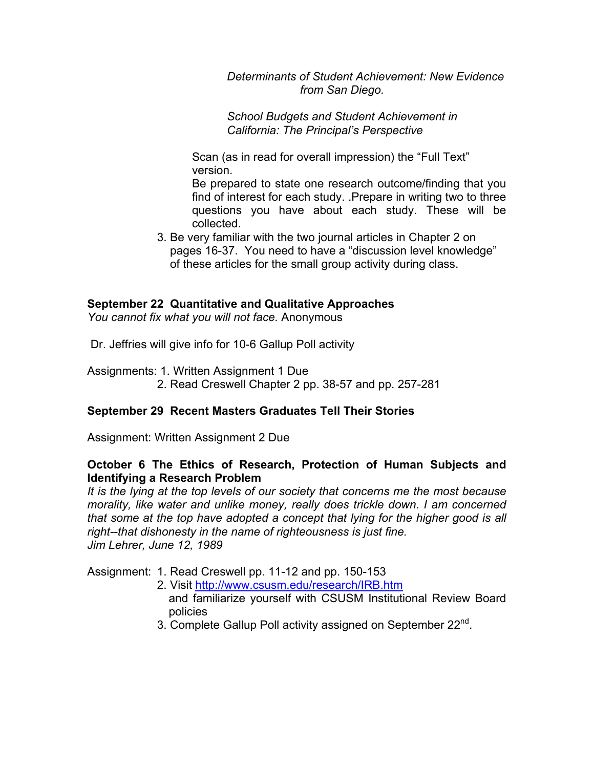*Determinants of Student Achievement: New Evidence from San Diego.*

*School Budgets and Student Achievement in California: The Principal's Perspective*

Scan (as in read for overall impression) the "Full Text" version.
Be prepared to state one research outcome/finding that you find of interest for each study. .Prepare in writing two to three questions you have about each study. These will be collected.

3. Be very familiar with the two journal articles in Chapter 2 on pages 16-37. You need to have a "discussion level knowledge" of these articles for the small group activity during class.

**September 22 Quantitative and Qualitative Approaches**
*You cannot fix what you will not face.* Anonymous

Dr. Jeffries will give info for 10-6 Gallup Poll activity

Assignments: 1. Written Assignment 1 Due
2. Read Creswell Chapter 2 pp. 38-57 and pp. 257-281

**September 29 Recent Masters Graduates Tell Their Stories**

Assignment: Written Assignment 2 Due

**October 6 The Ethics of Research, Protection of Human Subjects and Identifying a Research Problem**
*It is the lying at the top levels of our society that concerns me the most because morality, like water and unlike money, really does trickle down. I am concerned that some at the top have adopted a concept that lying for the higher good is all right--that dishonesty in the name of righteousness is just fine.*
*Jim Lehrer, June 12, 1989*

Assignment: 1. Read Creswell pp. 11-12 and pp. 150-153
2. Visit [http://www.csusm.edu/research/IRB.htm](http://www.csusm.edu/research/IRB.htm) and familiarize yourself with CSUSM Institutional Review Board policies
3. Complete Gallup Poll activity assigned on September 22nd.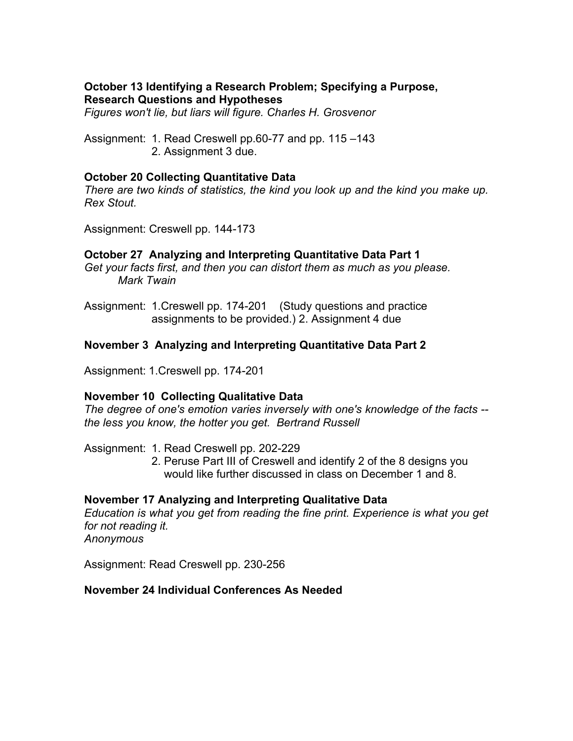**October 13 Identifying a Research Problem; Specifying a Purpose, Research Questions and Hypotheses**

*Figures won't lie, but liars will figure. Charles H. Grosvenor*

Assignment: 1. Read Creswell pp.60-77 and pp. 115 –143
2. Assignment 3 due.

**October 20 Collecting Quantitative Data**

*There are two kinds of statistics, the kind you look up and the kind you make up. Rex Stout.*

Assignment: Creswell pp. 144-173

**October 27 Analyzing and Interpreting Quantitative Data Part 1**

*Get your facts first, and then you can distort them as much as you please. Mark Twain*

Assignment: 1.Creswell pp. 174-201 (Study questions and practice assignments to be provided.) 2. Assignment 4 due

**November 3 Analyzing and Interpreting Quantitative Data Part 2**

Assignment: 1.Creswell pp. 174-201

**November 10 Collecting Qualitative Data**

*The degree of one's emotion varies inversely with one's knowledge of the facts -- the less you know, the hotter you get. Bertrand Russell*

Assignment: 1. Read Creswell pp. 202-229
2. Peruse Part III of Creswell and identify 2 of the 8 designs you would like further discussed in class on December 1 and 8.

**November 17 Analyzing and Interpreting Qualitative Data**

*Education is what you get from reading the fine print. Experience is what you get for not reading it.*
*Anonymous*

Assignment: Read Creswell pp. 230-256

**November 24 Individual Conferences As Needed**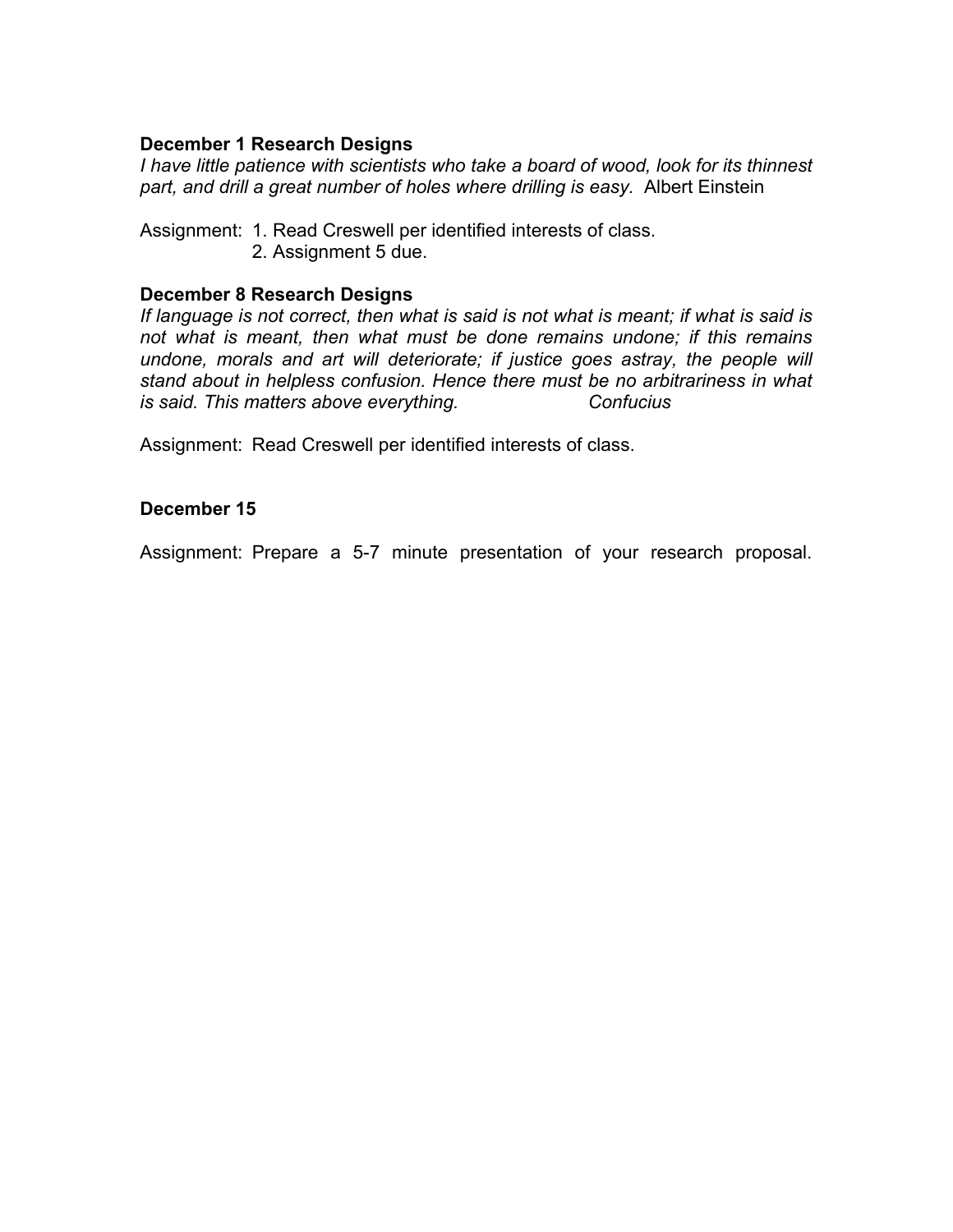**December 1 Research Designs**

*I have little patience with scientists who take a board of wood, look for its thinnest part, and drill a great number of holes where drilling is easy.* Albert Einstein

Assignment: 1. Read Creswell per identified interests of class.
2. Assignment 5 due.

**December 8 Research Designs**

*If language is not correct, then what is said is not what is meant; if what is said is not what is meant, then what must be done remains undone; if this remains undone, morals and art will deteriorate; if justice goes astray, the people will stand about in helpless confusion. Hence there must be no arbitrariness in what is said. This matters above everything.* *Confucius*

Assignment: Read Creswell per identified interests of class.

**December 15**

Assignment: Prepare a 5-7 minute presentation of your research proposal.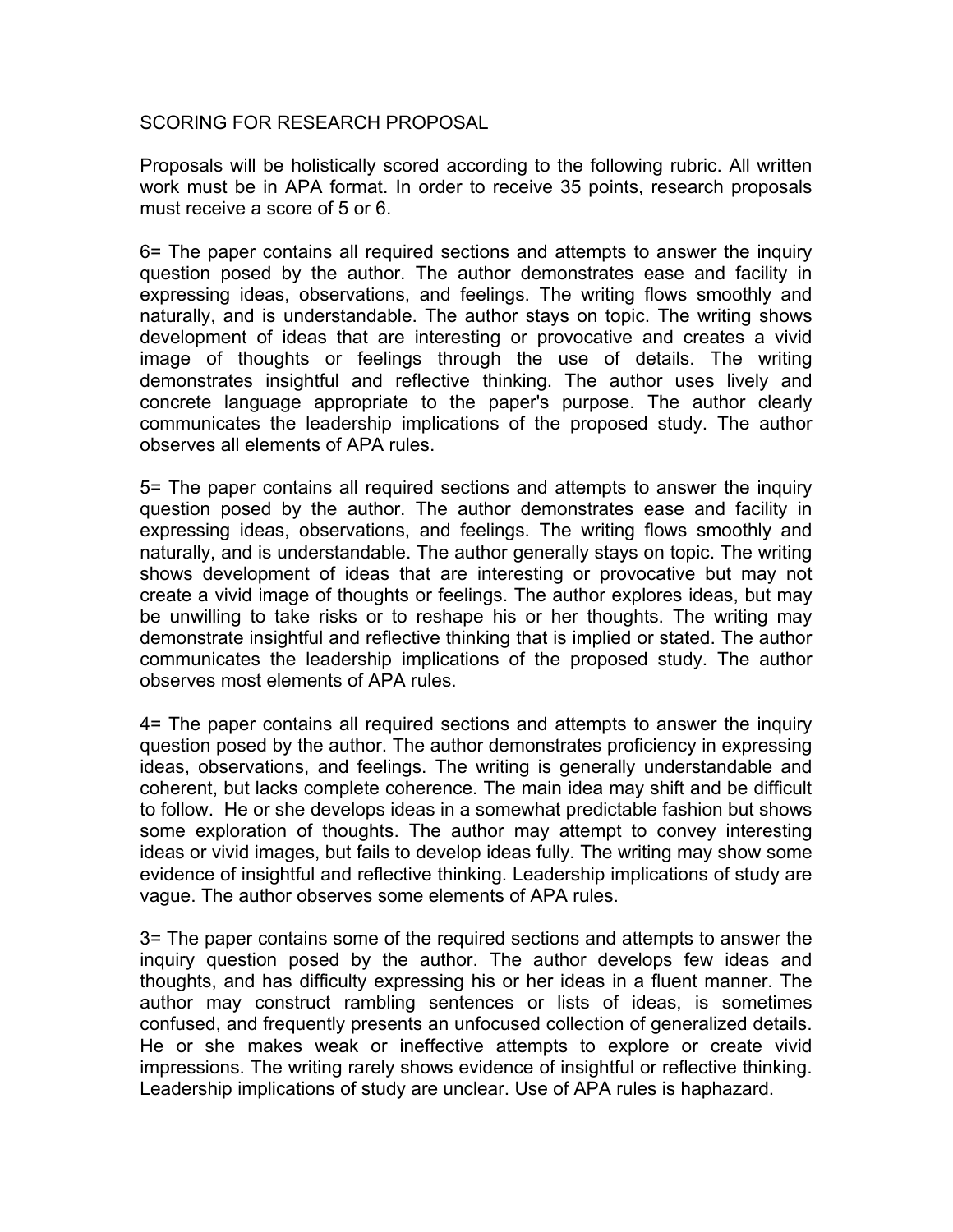## SCORING FOR RESEARCH PROPOSAL

Proposals will be holistically scored according to the following rubric. All written work must be in APA format. In order to receive 35 points, research proposals must receive a score of 5 or 6.

6= The paper contains all required sections and attempts to answer the inquiry question posed by the author. The author demonstrates ease and facility in expressing ideas, observations, and feelings. The writing flows smoothly and naturally, and is understandable. The author stays on topic. The writing shows development of ideas that are interesting or provocative and creates a vivid image of thoughts or feelings through the use of details. The writing demonstrates insightful and reflective thinking. The author uses lively and concrete language appropriate to the paper's purpose. The author clearly communicates the leadership implications of the proposed study. The author observes all elements of APA rules.

5= The paper contains all required sections and attempts to answer the inquiry question posed by the author. The author demonstrates ease and facility in expressing ideas, observations, and feelings. The writing flows smoothly and naturally, and is understandable. The author generally stays on topic. The writing shows development of ideas that are interesting or provocative but may not create a vivid image of thoughts or feelings. The author explores ideas, but may be unwilling to take risks or to reshape his or her thoughts. The writing may demonstrate insightful and reflective thinking that is implied or stated. The author communicates the leadership implications of the proposed study. The author observes most elements of APA rules.

4= The paper contains all required sections and attempts to answer the inquiry question posed by the author. The author demonstrates proficiency in expressing ideas, observations, and feelings. The writing is generally understandable and coherent, but lacks complete coherence. The main idea may shift and be difficult to follow. He or she develops ideas in a somewhat predictable fashion but shows some exploration of thoughts. The author may attempt to convey interesting ideas or vivid images, but fails to develop ideas fully. The writing may show some evidence of insightful and reflective thinking. Leadership implications of study are vague. The author observes some elements of APA rules.

3= The paper contains some of the required sections and attempts to answer the inquiry question posed by the author. The author develops few ideas and thoughts, and has difficulty expressing his or her ideas in a fluent manner. The author may construct rambling sentences or lists of ideas, is sometimes confused, and frequently presents an unfocused collection of generalized details. He or she makes weak or ineffective attempts to explore or create vivid impressions. The writing rarely shows evidence of insightful or reflective thinking. Leadership implications of study are unclear. Use of APA rules is haphazard.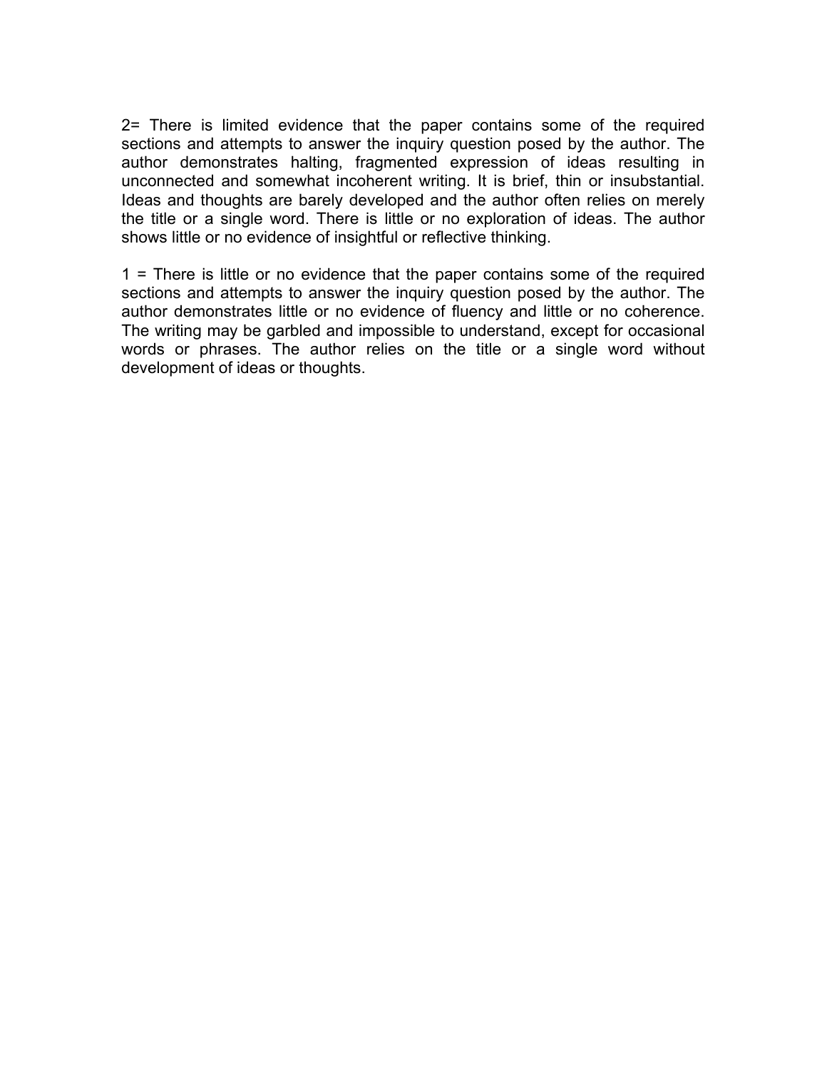2= There is limited evidence that the paper contains some of the required sections and attempts to answer the inquiry question posed by the author. The author demonstrates halting, fragmented expression of ideas resulting in unconnected and somewhat incoherent writing. It is brief, thin or insubstantial. Ideas and thoughts are barely developed and the author often relies on merely the title or a single word. There is little or no exploration of ideas. The author shows little or no evidence of insightful or reflective thinking.

1 = There is little or no evidence that the paper contains some of the required sections and attempts to answer the inquiry question posed by the author. The author demonstrates little or no evidence of fluency and little or no coherence. The writing may be garbled and impossible to understand, except for occasional words or phrases. The author relies on the title or a single word without development of ideas or thoughts.